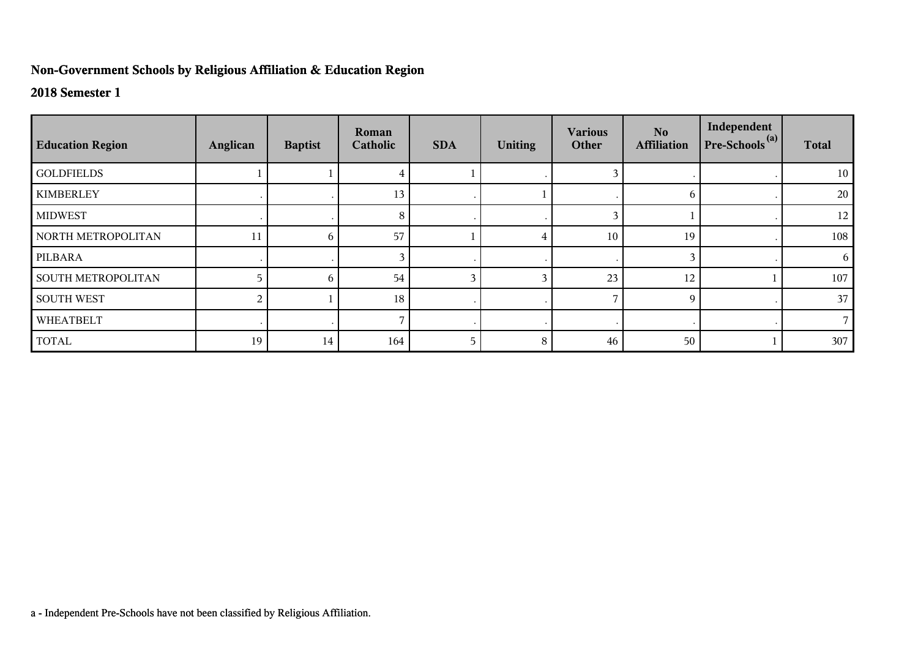## Non-Government Schools by Religious Affiliation & Education Region

### 2018 Semester 1

| Education Region | Anglican | Baptist | Roman Catholic | SDA | Uniting | Various Other | No Affiliation | Independent Pre-Schools [a] | Total |
|---|---|---|---|---|---|---|---|---|---|
| GOLDFIELDS | 1 | 1 | 4 | 1 | . | 3 | . | . | 10 |
| KIMBERLEY | . | . | 13 | . | 1 | . | 6 | . | 20 |
| MIDWEST | . | . | 8 | . | . | 3 | 1 | . | 12 |
| NORTH METROPOLITAN | 11 | 6 | 57 | 1 | 4 | 10 | 19 | . | 108 |
| PILBARA | . | . | 3 | . | . | . | 3 | . | 6 |
| SOUTH METROPOLITAN | 5 | 6 | 54 | 3 | 3 | 23 | 12 | 1 | 107 |
| SOUTH WEST | 2 | 1 | 18 | . | . | 7 | 9 | . | 37 |
| WHEATBELT | . | . | 7 | . | . | . | . | . | 7 |
| TOTAL | 19 | 14 | 164 | 5 | 8 | 46 | 50 | 1 | 307 |

a - Independent Pre-Schools have not been classified by Religious Affiliation.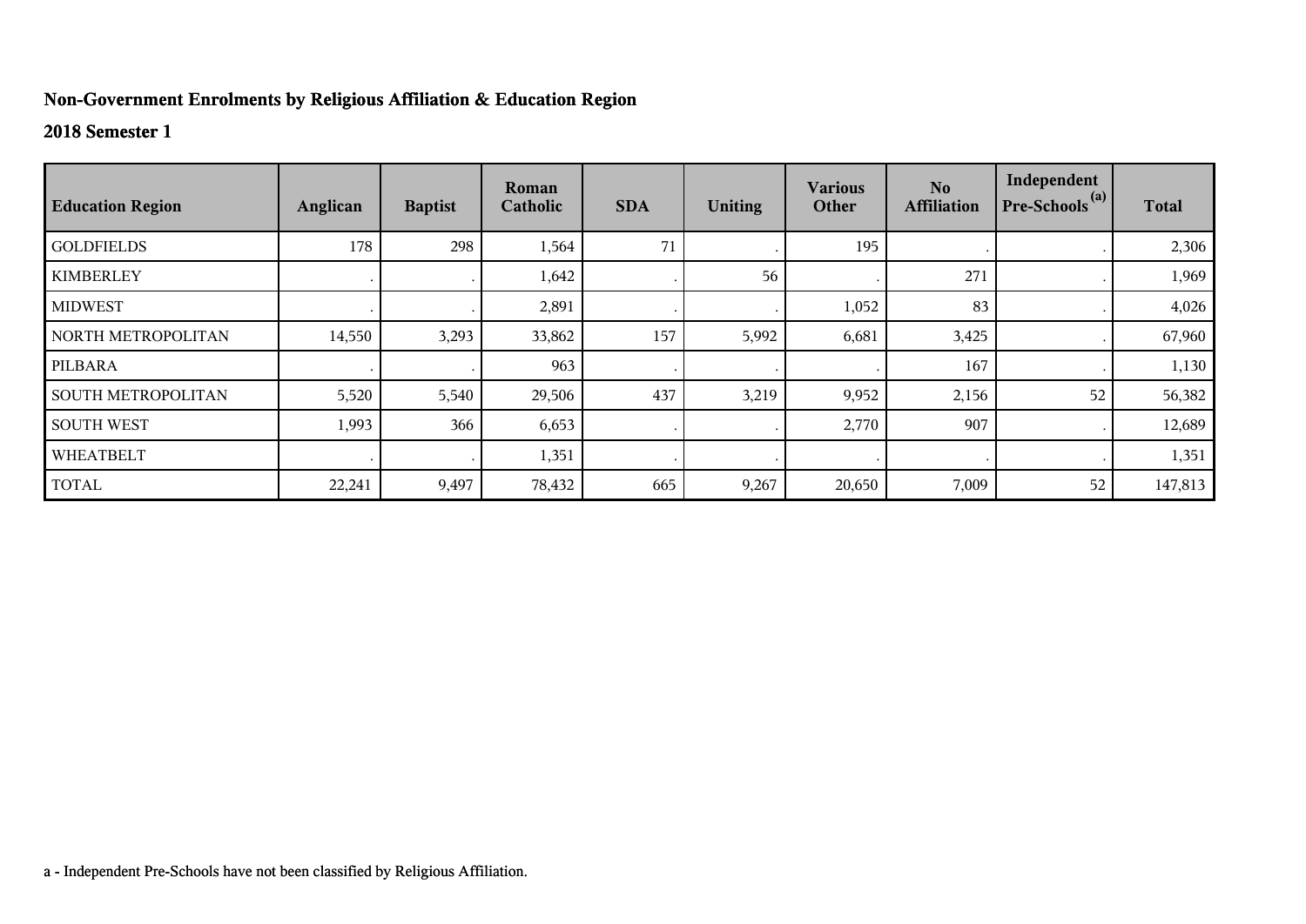**Non-Government Enrolments by Religious Affiliation & Education Region**

**2018 Semester 1**

| Education Region | Anglican | Baptist | Roman Catholic | SDA | Uniting | Various Other | No Affiliation | Independent Pre-Schools [(a)] | Total |
|---|---|---|---|---|---|---|---|---|---|
| GOLDFIELDS | 178 | 298 | 1,564 | 71 | . | 195 | . | . | 2,306 |
| KIMBERLEY | . | . | 1,642 | . | 56 | . | 271 | . | 1,969 |
| MIDWEST | . | . | 2,891 | . | . | 1,052 | 83 | . | 4,026 |
| NORTH METROPOLITAN | 14,550 | 3,293 | 33,862 | 157 | 5,992 | 6,681 | 3,425 | . | 67,960 |
| PILBARA | . | . | 963 | . | . | . | 167 | . | 1,130 |
| SOUTH METROPOLITAN | 5,520 | 5,540 | 29,506 | 437 | 3,219 | 9,952 | 2,156 | 52 | 56,382 |
| SOUTH WEST | 1,993 | 366 | 6,653 | . | . | 2,770 | 907 | . | 12,689 |
| WHEATBELT | . | . | 1,351 | . | . | . | . | . | 1,351 |
| TOTAL | 22,241 | 9,497 | 78,432 | 665 | 9,267 | 20,650 | 7,009 | 52 | 147,813 |

a - Independent Pre-Schools have not been classified by Religious Affiliation.